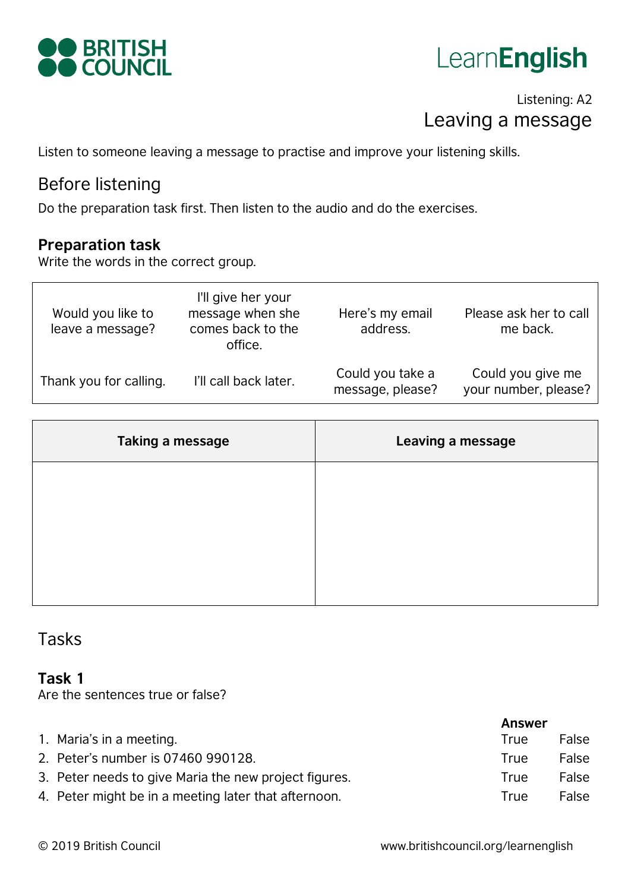BRITISH COUNCIL

LearnEnglish

Listening: A2

# Leaving a message

Listen to someone leaving a message to practise and improve your listening skills.

## Before listening

Do the preparation task first. Then listen to the audio and do the exercises.

### Preparation task

Write the words in the correct group.

| | | | |
|---|---|---|---|
| Would you like to leave a message? | I'll give her your message when she comes back to the office. | Here's my email address. | Please ask her to call me back. |
| Thank you for calling. | I'll call back later. | Could you take a message, please? | Could you give me your number, please? |

| Taking a message | Leaving a message |
|---|---|
| | |

## Tasks

### Task 1

Are the sentences true or false?

| | Answer | |
|---|---|---|
| 1. Maria's in a meeting. | True | False |
| 2. Peter's number is 07460 990128. | True | False |
| 3. Peter needs to give Maria the new project figures. | True | False |
| 4. Peter might be in a meeting later that afternoon. | True | False |

© 2019 British Council www.britishcouncil.org/learnenglish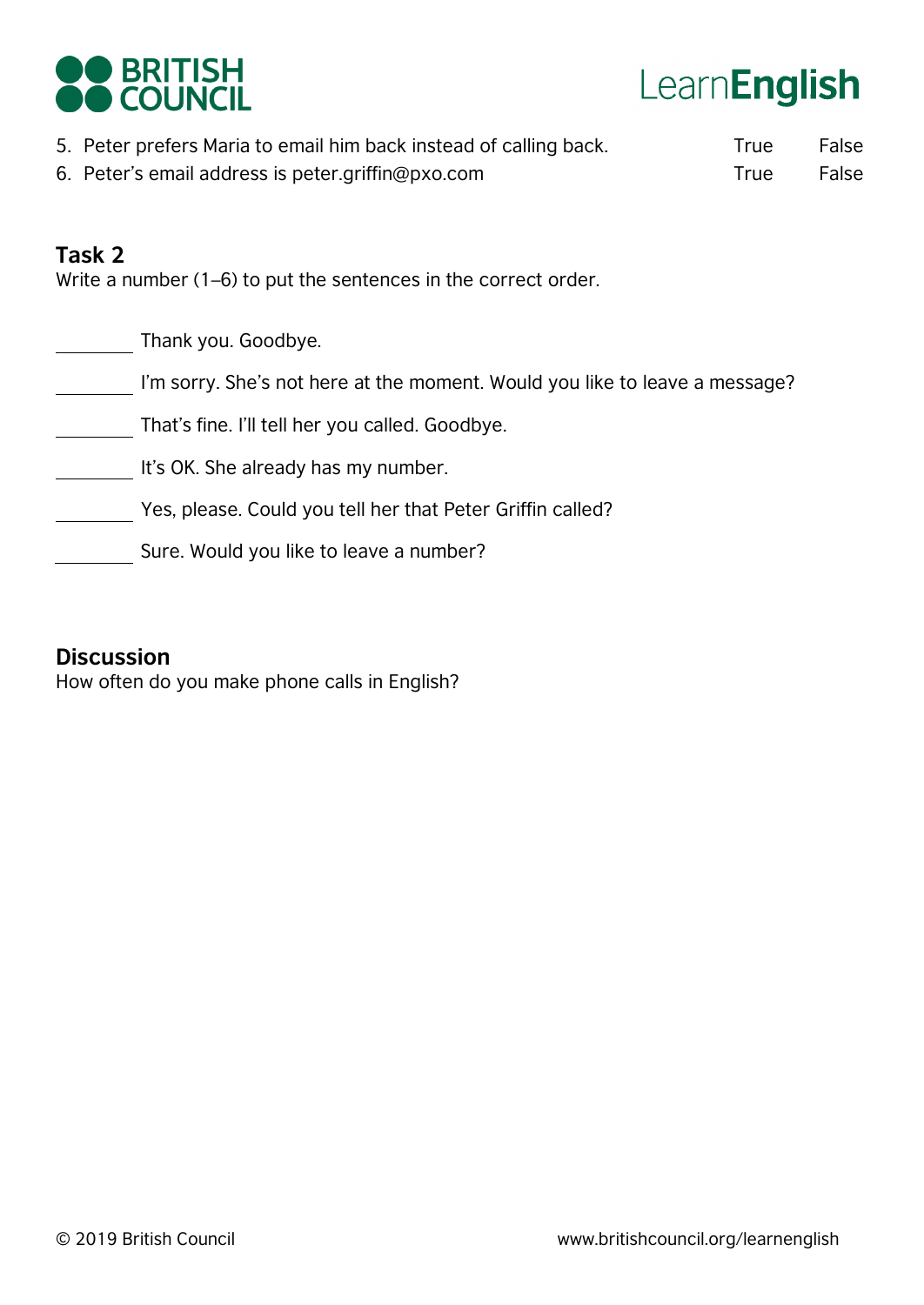5. Peter prefers Maria to email him back instead of calling back. True False
6. Peter's email address is peter.griffin@pxo.com True False

## Task 2

Write a number (1–6) to put the sentences in the correct order.

________ Thank you. Goodbye.

________ I'm sorry. She's not here at the moment. Would you like to leave a message?

________ That's fine. I'll tell her you called. Goodbye.

________ It's OK. She already has my number.

________ Yes, please. Could you tell her that Peter Griffin called?

________ Sure. Would you like to leave a number?

## Discussion

How often do you make phone calls in English?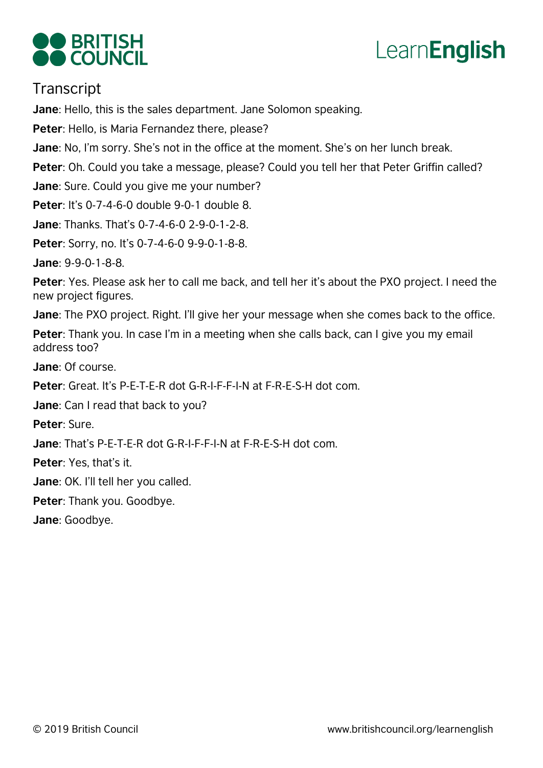# Transcript

**Jane**: Hello, this is the sales department. Jane Solomon speaking.

**Peter**: Hello, is Maria Fernandez there, please?

**Jane**: No, I'm sorry. She's not in the office at the moment. She's on her lunch break.

**Peter**: Oh. Could you take a message, please? Could you tell her that Peter Griffin called?

**Jane**: Sure. Could you give me your number?

**Peter**: It's 0-7-4-6-0 double 9-0-1 double 8.

**Jane**: Thanks. That's 0-7-4-6-0 2-9-0-1-2-8.

**Peter**: Sorry, no. It's 0-7-4-6-0 9-9-0-1-8-8.

**Jane**: 9-9-0-1-8-8.

**Peter**: Yes. Please ask her to call me back, and tell her it's about the PXO project. I need the new project figures.

**Jane**: The PXO project. Right. I'll give her your message when she comes back to the office.

**Peter**: Thank you. In case I'm in a meeting when she calls back, can I give you my email address too?

**Jane**: Of course.

**Peter**: Great. It's P-E-T-E-R dot G-R-I-F-F-I-N at F-R-E-S-H dot com.

**Jane**: Can I read that back to you?

**Peter**: Sure.

**Jane**: That's P-E-T-E-R dot G-R-I-F-F-I-N at F-R-E-S-H dot com.

**Peter**: Yes, that's it.

**Jane**: OK. I'll tell her you called.

**Peter**: Thank you. Goodbye.

**Jane**: Goodbye.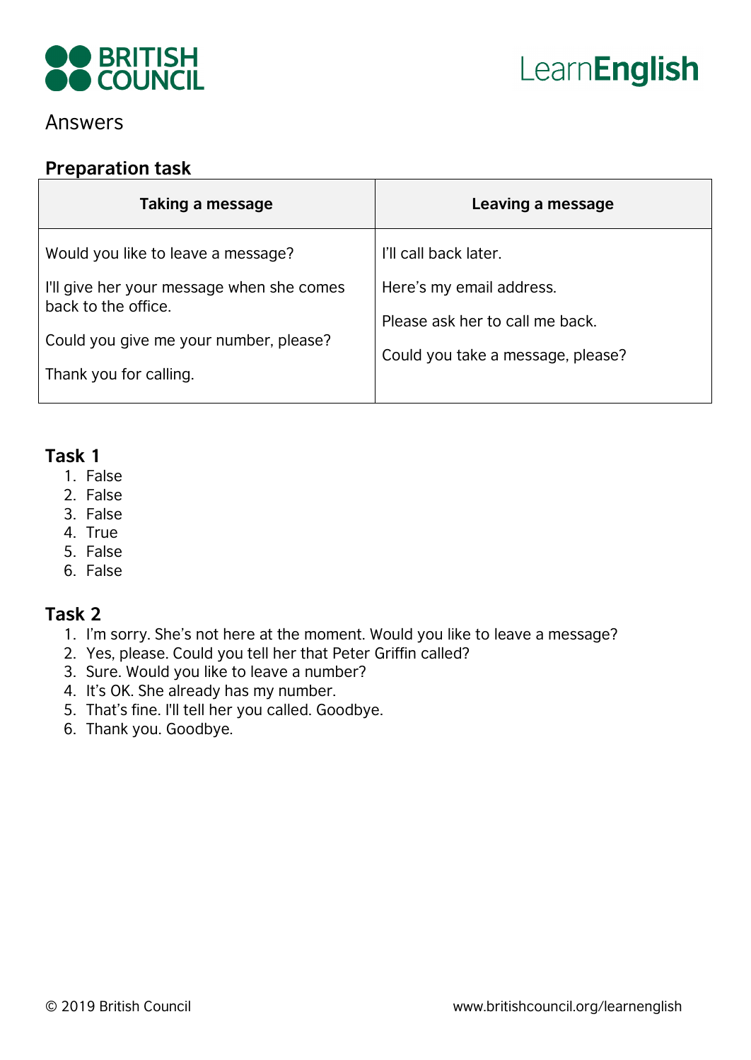BRITISH COUNCIL

LearnEnglish

# Answers

## Preparation task

| Taking a message | Leaving a message |
|---|---|
| Would you like to leave a message? | I'll call back later. |
| I'll give her your message when she comes back to the office. | Here's my email address. |
| Could you give me your number, please? | Please ask her to call me back. |
| Thank you for calling. | Could you take a message, please? |

## Task 1

1. False
2. False
3. False
4. True
5. False
6. False

## Task 2

1. I'm sorry. She's not here at the moment. Would you like to leave a message?
2. Yes, please. Could you tell her that Peter Griffin called?
3. Sure. Would you like to leave a number?
4. It's OK. She already has my number.
5. That's fine. I'll tell her you called. Goodbye.
6. Thank you. Goodbye.

© 2019 British Council www.britishcouncil.org/learnenglish